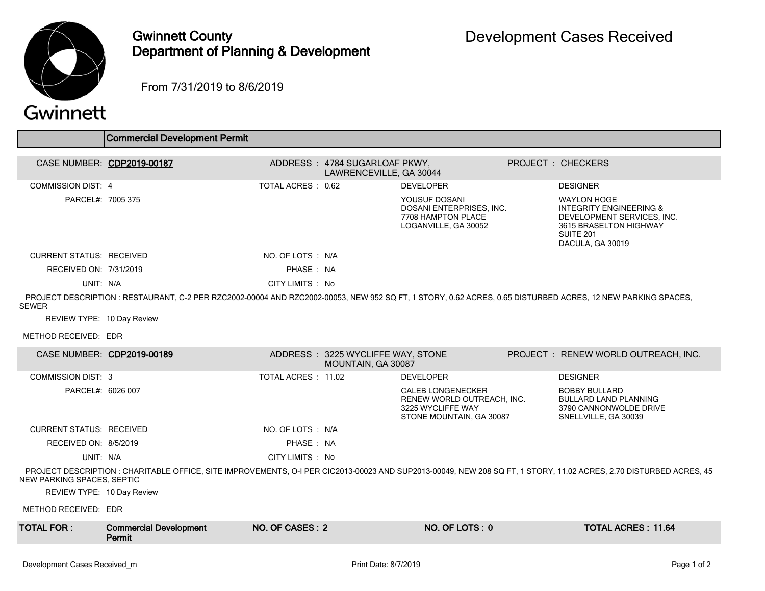# Gwinnett County Department of Planning & Development

## Development Cases Received

From 7/31/2019 to 8/6/2019

### Commercial Development Permit

**CASE NUMBER: CDP2019-00187**

ADDRESS : 4784 SUGARLOAF PKWY, LAWRENCEVILLE, GA 30044

PROJECT : CHECKERS

COMMISSION DIST: 4

TOTAL ACRES : 0.62

PARCEL#: 7005 375

DEVELOPER:
YOUSUF DOSANI
DOSANI ENTERPRISES, INC.
7708 HAMPTON PLACE
LOGANVILLE, GA 30052

DESIGNER:
WAYLON HOGE
INTEGRITY ENGINEERING & DEVELOPMENT SERVICES, INC.
3615 BRASELTON HIGHWAY
SUITE 201
DACULA, GA 30019

CURRENT STATUS: RECEIVED

NO. OF LOTS : N/A

RECEIVED ON: 7/31/2019

PHASE : NA

UNIT: N/A

CITY LIMITS : No

PROJECT DESCRIPTION : RESTAURANT, C-2 PER RZC2002-00004 AND RZC2002-00053, NEW 952 SQ FT, 1 STORY, 0.62 ACRES, 0.65 DISTURBED ACRES, 12 NEW PARKING SPACES, SEWER

REVIEW TYPE: 10 Day Review

METHOD RECEIVED: EDR

**CASE NUMBER: CDP2019-00189**

ADDRESS : 3225 WYCLIFFE WAY, STONE MOUNTAIN, GA 30087

PROJECT : RENEW WORLD OUTREACH, INC.

COMMISSION DIST: 3

TOTAL ACRES : 11.02

PARCEL#: 6026 007

DEVELOPER:
CALEB LONGENECKER
RENEW WORLD OUTREACH, INC.
3225 WYCLIFFE WAY
STONE MOUNTAIN, GA 30087

DESIGNER:
BOBBY BULLARD
BULLARD LAND PLANNING
3790 CANNONWOLDE DRIVE
SNELLVILLE, GA 30039

CURRENT STATUS: RECEIVED

NO. OF LOTS : N/A

RECEIVED ON: 8/5/2019

PHASE : NA

UNIT: N/A

CITY LIMITS : No

PROJECT DESCRIPTION : CHARITABLE OFFICE, SITE IMPROVEMENTS, O-I PER CIC2013-00023 AND SUP2013-00049, NEW 208 SQ FT, 1 STORY, 11.02 ACRES, 2.70 DISTURBED ACRES, 45 NEW PARKING SPACES, SEPTIC

REVIEW TYPE: 10 Day Review

METHOD RECEIVED: EDR

| TOTAL FOR : | Commercial Development Permit | NO. OF CASES : 2 | NO. OF LOTS : 0 | TOTAL ACRES : 11.64 |
|---|---|---|---|---|

Development Cases Received_m — Print Date: 8/7/2019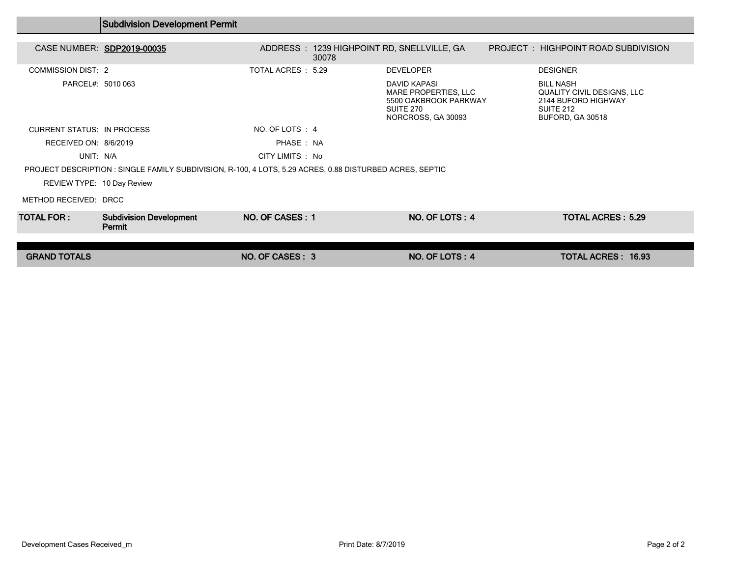## Subdivision Development Permit

| CASE NUMBER: | SDP2019-00035 | ADDRESS : | 1239 HIGHPOINT RD, SNELLVILLE, GA 30078 | PROJECT : | HIGHPOINT ROAD SUBDIVISION |
|---|---|---|---|---|---|
| COMMISSION DIST: | 2 | TOTAL ACRES : | 5.29 | DEVELOPER | DESIGNER |
| PARCEL#: | 5010 063 | | | DAVID KAPASI<br>MARE PROPERTIES, LLC<br>5500 OAKBROOK PARKWAY<br>SUITE 270<br>NORCROSS, GA 30093 | BILL NASH<br>QUALITY CIVIL DESIGNS, LLC<br>2144 BUFORD HIGHWAY<br>SUITE 212<br>BUFORD, GA 30518 |
| CURRENT STATUS: | IN PROCESS | NO. OF LOTS : | 4 | | |
| RECEIVED ON: | 8/6/2019 | PHASE : | NA | | |
| UNIT: | N/A | CITY LIMITS : | No | | |

PROJECT DESCRIPTION : SINGLE FAMILY SUBDIVISION, R-100, 4 LOTS, 5.29 ACRES, 0.88 DISTURBED ACRES, SEPTIC

REVIEW TYPE: 10 Day Review

METHOD RECEIVED: DRCC

| **TOTAL FOR :** | **Subdivision Development Permit** | **NO. OF CASES : 1** | **NO. OF LOTS : 4** | **TOTAL ACRES : 5.29** |
|---|---|---|---|---|
| **GRAND TOTALS** | | **NO. OF CASES : 3** | **NO. OF LOTS : 4** | **TOTAL ACRES : 16.93** |

Development Cases Received_m

Print Date: 8/7/2019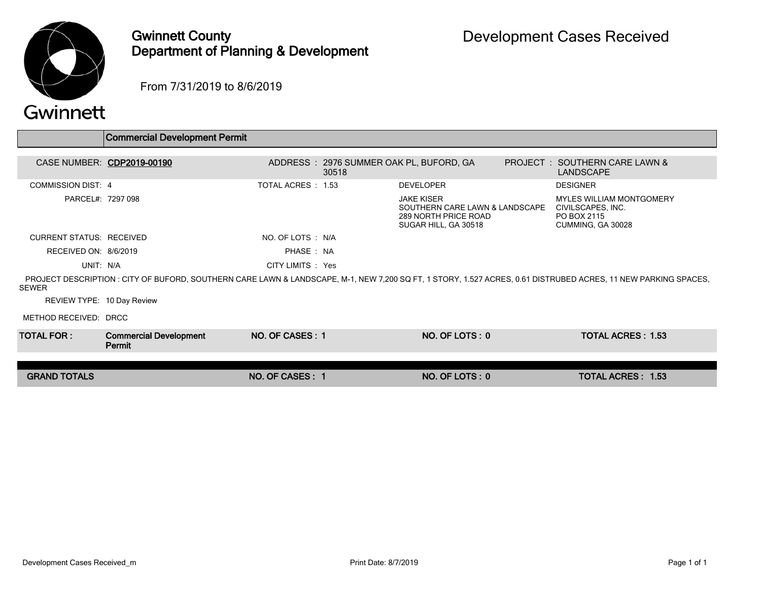# Gwinnett County
## Department of Planning & Development

# Development Cases Received

From 7/31/2019 to 8/6/2019

## Commercial Development Permit

| | | | | | |
|---|---|---|---|---|---|
| CASE NUMBER: | **CDP2019-00190** | ADDRESS : | 2976 SUMMER OAK PL, BUFORD, GA 30518 | PROJECT : | SOUTHERN CARE LAWN & LANDSCAPE |
| COMMISSION DIST: | 4 | TOTAL ACRES : | 1.53 | DEVELOPER | DESIGNER |
| PARCEL#: | 7297 098 | | | JAKE KISER<br>SOUTHERN CARE LAWN & LANDSCAPE<br>289 NORTH PRICE ROAD<br>SUGAR HILL, GA 30518 | MYLES WILLIAM MONTGOMERY<br>CIVILSCAPES, INC.<br>PO BOX 2115<br>CUMMING, GA 30028 |
| CURRENT STATUS: | RECEIVED | NO. OF LOTS : | N/A | | |
| RECEIVED ON: | 8/6/2019 | PHASE : | NA | | |
| UNIT: | N/A | CITY LIMITS : | Yes | | |

PROJECT DESCRIPTION : CITY OF BUFORD, SOUTHERN CARE LAWN & LANDSCAPE, M-1, NEW 7,200 SQ FT, 1 STORY, 1.527 ACRES, 0.61 DISTRUBED ACRES, 11 NEW PARKING SPACES, SEWER

REVIEW TYPE: 10 Day Review

METHOD RECEIVED: DRCC

| | | | | |
|---|---|---|---|---|
| **TOTAL FOR :** | **Commercial Development Permit** | **NO. OF CASES : 1** | **NO. OF LOTS : 0** | **TOTAL ACRES : 1.53** |
| **GRAND TOTALS** | | **NO. OF CASES : 1** | **NO. OF LOTS : 0** | **TOTAL ACRES : 1.53** |

Development Cases Received_m — Print Date: 8/7/2019